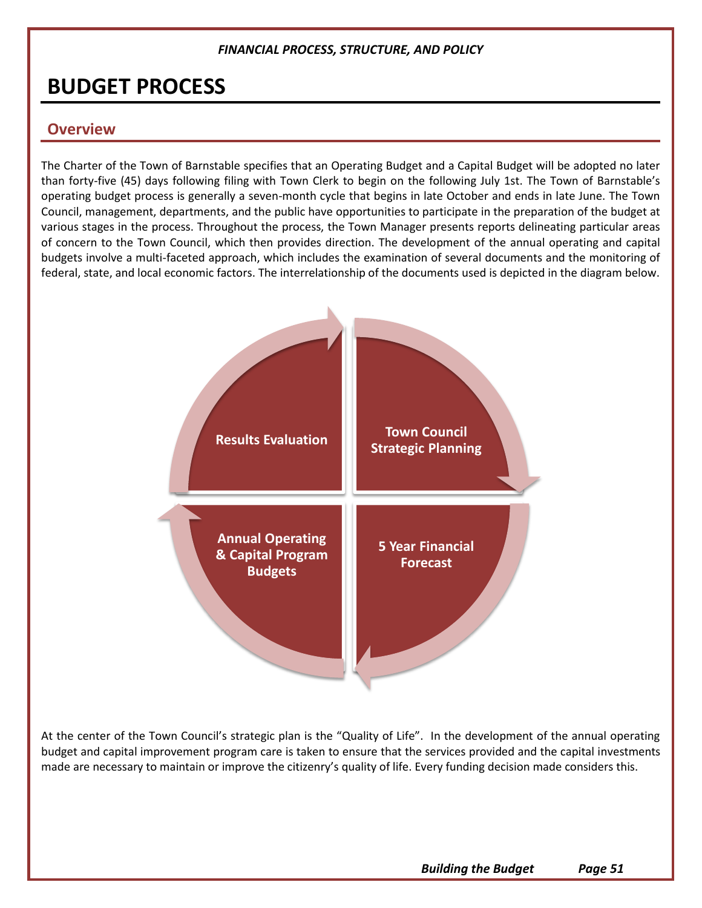*FINANCIAL PROCESS, STRUCTURE, AND POLICY*

# BUDGET PROCESS

## Overview

The Charter of the Town of Barnstable specifies that an Operating Budget and a Capital Budget will be adopted no later than forty-five (45) days following filing with Town Clerk to begin on the following July 1st. The Town of Barnstable's operating budget process is generally a seven-month cycle that begins in late October and ends in late June. The Town Council, management, departments, and the public have opportunities to participate in the preparation of the budget at various stages in the process. Throughout the process, the Town Manager presents reports delineating particular areas of concern to the Town Council, which then provides direction. The development of the annual operating and capital budgets involve a multi-faceted approach, which includes the examination of several documents and the monitoring of federal, state, and local economic factors. The interrelationship of the documents used is depicted in the diagram below.

Results Evaluation

Town Council Strategic Planning

5 Year Financial Forecast

Annual Operating & Capital Program Budgets

At the center of the Town Council's strategic plan is the "Quality of Life". In the development of the annual operating budget and capital improvement program care is taken to ensure that the services provided and the capital investments made are necessary to maintain or improve the citizenry's quality of life. Every funding decision made considers this.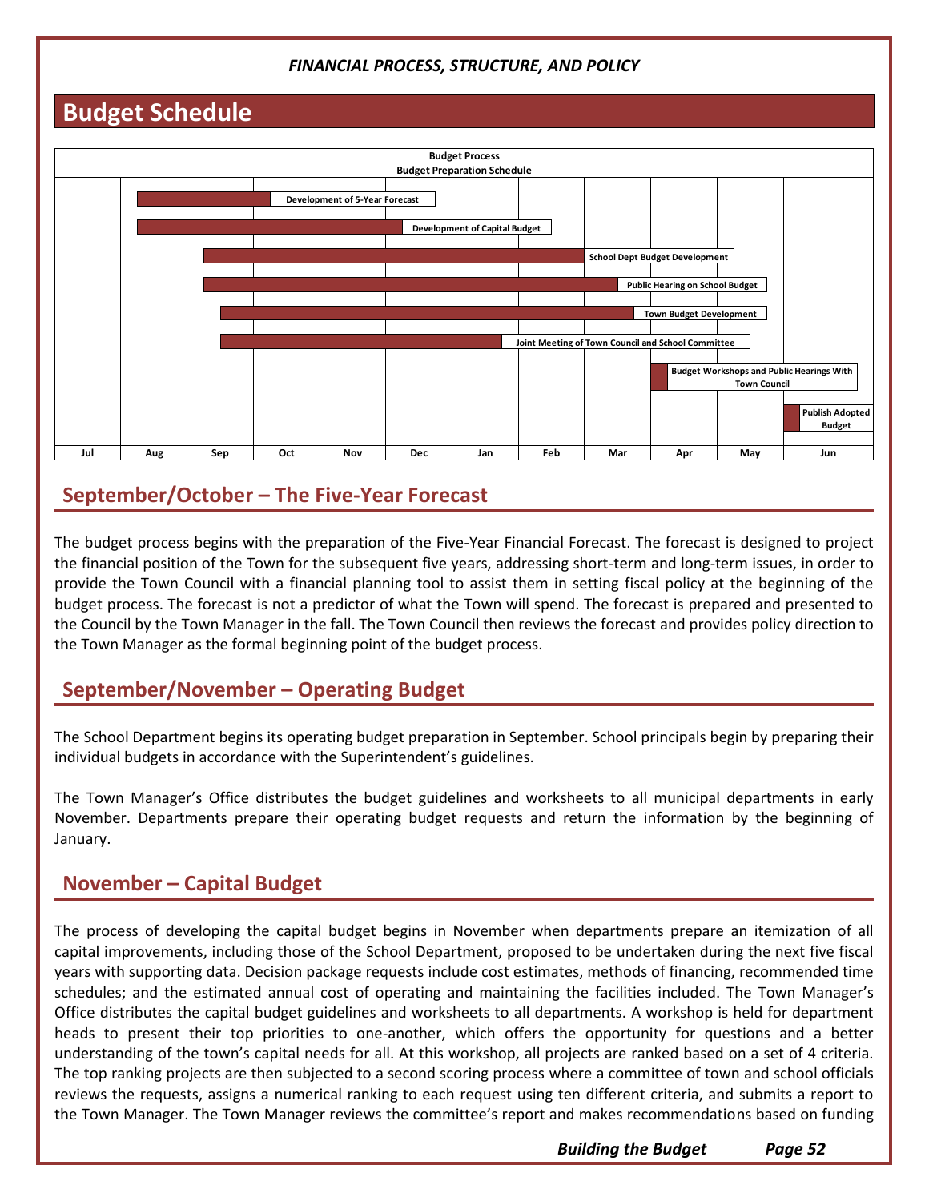# Budget Schedule

**Budget Process**

**Budget Preparation Schedule**

| Task | Jul | Aug | Sep | Oct | Nov | Dec | Jan | Feb | Mar | Apr | May | Jun |
|---|---|---|---|---|---|---|---|---|---|---|---|---|
| Development of 5-Year Forecast | | X | X | | | | | | | | | |
| Development of Capital Budget | | X | X | X | X | | | | | | | |
| School Dept Budget Development | | | X | X | X | X | X | X | | | | |
| Public Hearing on School Budget | | | X | X | X | X | X | X | X | | | |
| Town Budget Development | | | X | X | X | X | X | X | X | | | |
| Joint Meeting of Town Council and School Committee | | | X | X | X | X | X | | | | | |
| Budget Workshops and Public Hearings With Town Council | | | | | | | | | | X | | |
| Publish Adopted Budget | | | | | | | | | | | | X |

## September/October – The Five-Year Forecast

The budget process begins with the preparation of the Five-Year Financial Forecast. The forecast is designed to project the financial position of the Town for the subsequent five years, addressing short-term and long-term issues, in order to provide the Town Council with a financial planning tool to assist them in setting fiscal policy at the beginning of the budget process. The forecast is not a predictor of what the Town will spend. The forecast is prepared and presented to the Council by the Town Manager in the fall. The Town Council then reviews the forecast and provides policy direction to the Town Manager as the formal beginning point of the budget process.

## September/November – Operating Budget

The School Department begins its operating budget preparation in September. School principals begin by preparing their individual budgets in accordance with the Superintendent's guidelines.

The Town Manager's Office distributes the budget guidelines and worksheets to all municipal departments in early November. Departments prepare their operating budget requests and return the information by the beginning of January.

## November – Capital Budget

The process of developing the capital budget begins in November when departments prepare an itemization of all capital improvements, including those of the School Department, proposed to be undertaken during the next five fiscal years with supporting data. Decision package requests include cost estimates, methods of financing, recommended time schedules; and the estimated annual cost of operating and maintaining the facilities included. The Town Manager's Office distributes the capital budget guidelines and worksheets to all departments. A workshop is held for department heads to present their top priorities to one-another, which offers the opportunity for questions and a better understanding of the town's capital needs for all. At this workshop, all projects are ranked based on a set of 4 criteria. The top ranking projects are then subjected to a second scoring process where a committee of town and school officials reviews the requests, assigns a numerical ranking to each request using ten different criteria, and submits a report to the Town Manager. The Town Manager reviews the committee's report and makes recommendations based on funding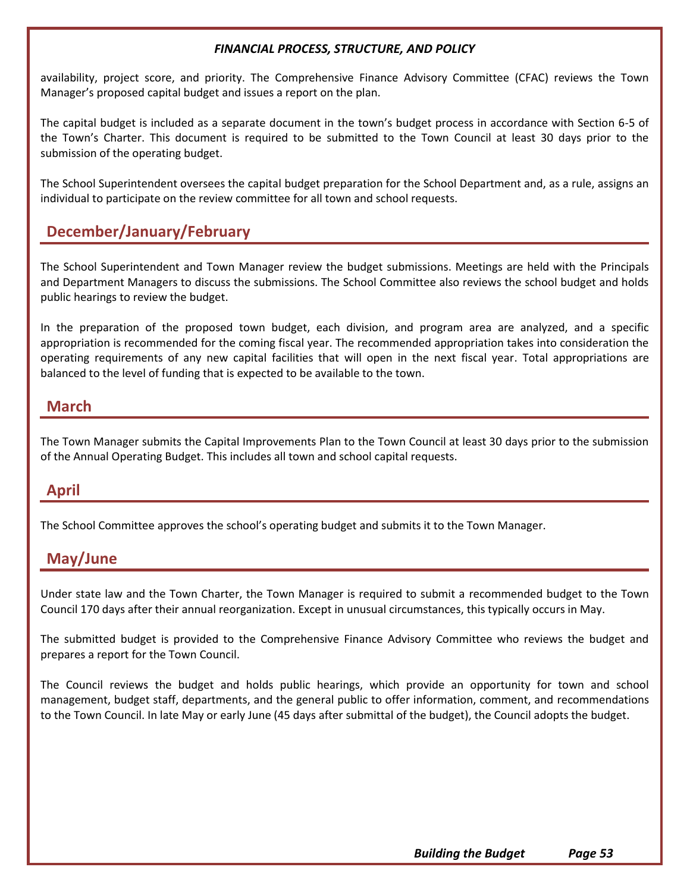availability, project score, and priority. The Comprehensive Finance Advisory Committee (CFAC) reviews the Town Manager's proposed capital budget and issues a report on the plan.

The capital budget is included as a separate document in the town's budget process in accordance with Section 6-5 of the Town's Charter. This document is required to be submitted to the Town Council at least 30 days prior to the submission of the operating budget.

The School Superintendent oversees the capital budget preparation for the School Department and, as a rule, assigns an individual to participate on the review committee for all town and school requests.

## December/January/February

The School Superintendent and Town Manager review the budget submissions. Meetings are held with the Principals and Department Managers to discuss the submissions. The School Committee also reviews the school budget and holds public hearings to review the budget.

In the preparation of the proposed town budget, each division, and program area are analyzed, and a specific appropriation is recommended for the coming fiscal year. The recommended appropriation takes into consideration the operating requirements of any new capital facilities that will open in the next fiscal year. Total appropriations are balanced to the level of funding that is expected to be available to the town.

## March

The Town Manager submits the Capital Improvements Plan to the Town Council at least 30 days prior to the submission of the Annual Operating Budget. This includes all town and school capital requests.

## April

The School Committee approves the school's operating budget and submits it to the Town Manager.

## May/June

Under state law and the Town Charter, the Town Manager is required to submit a recommended budget to the Town Council 170 days after their annual reorganization. Except in unusual circumstances, this typically occurs in May.

The submitted budget is provided to the Comprehensive Finance Advisory Committee who reviews the budget and prepares a report for the Town Council.

The Council reviews the budget and holds public hearings, which provide an opportunity for town and school management, budget staff, departments, and the general public to offer information, comment, and recommendations to the Town Council. In late May or early June (45 days after submittal of the budget), the Council adopts the budget.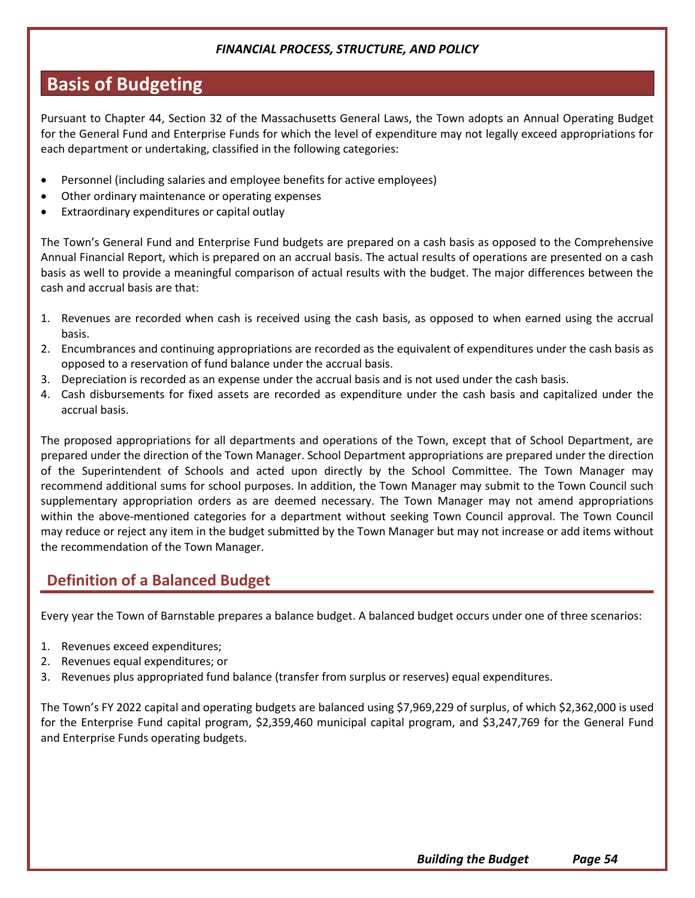*FINANCIAL PROCESS, STRUCTURE, AND POLICY*

# Basis of Budgeting

Pursuant to Chapter 44, Section 32 of the Massachusetts General Laws, the Town adopts an Annual Operating Budget for the General Fund and Enterprise Funds for which the level of expenditure may not legally exceed appropriations for each department or undertaking, classified in the following categories:

- Personnel (including salaries and employee benefits for active employees)
- Other ordinary maintenance or operating expenses
- Extraordinary expenditures or capital outlay

The Town's General Fund and Enterprise Fund budgets are prepared on a cash basis as opposed to the Comprehensive Annual Financial Report, which is prepared on an accrual basis. The actual results of operations are presented on a cash basis as well to provide a meaningful comparison of actual results with the budget. The major differences between the cash and accrual basis are that:

1. Revenues are recorded when cash is received using the cash basis, as opposed to when earned using the accrual basis.
2. Encumbrances and continuing appropriations are recorded as the equivalent of expenditures under the cash basis as opposed to a reservation of fund balance under the accrual basis.
3. Depreciation is recorded as an expense under the accrual basis and is not used under the cash basis.
4. Cash disbursements for fixed assets are recorded as expenditure under the cash basis and capitalized under the accrual basis.

The proposed appropriations for all departments and operations of the Town, except that of School Department, are prepared under the direction of the Town Manager. School Department appropriations are prepared under the direction of the Superintendent of Schools and acted upon directly by the School Committee. The Town Manager may recommend additional sums for school purposes. In addition, the Town Manager may submit to the Town Council such supplementary appropriation orders as are deemed necessary. The Town Manager may not amend appropriations within the above-mentioned categories for a department without seeking Town Council approval. The Town Council may reduce or reject any item in the budget submitted by the Town Manager but may not increase or add items without the recommendation of the Town Manager.

## Definition of a Balanced Budget

Every year the Town of Barnstable prepares a balance budget. A balanced budget occurs under one of three scenarios:

1. Revenues exceed expenditures;
2. Revenues equal expenditures; or
3. Revenues plus appropriated fund balance (transfer from surplus or reserves) equal expenditures.

The Town's FY 2022 capital and operating budgets are balanced using $7,969,229 of surplus, of which $2,362,000 is used for the Enterprise Fund capital program, $2,359,460 municipal capital program, and $3,247,769 for the General Fund and Enterprise Funds operating budgets.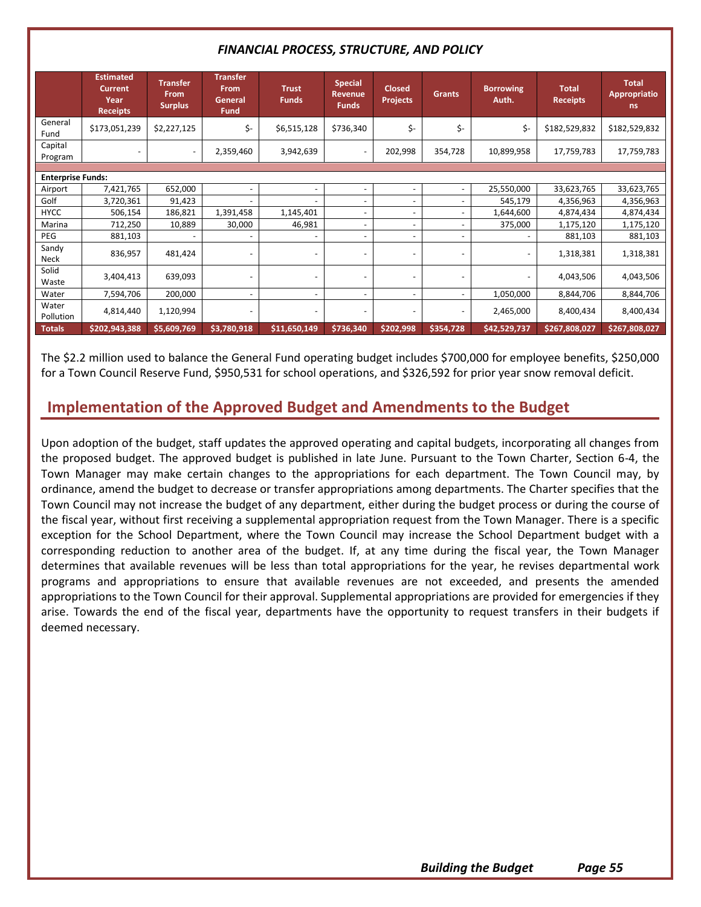*FINANCIAL PROCESS, STRUCTURE, AND POLICY*

| | Estimated Current Year Receipts | Transfer From Surplus | Transfer From General Fund | Trust Funds | Special Revenue Funds | Closed Projects | Grants | Borrowing Auth. | Total Receipts | Total Appropriations |
|---|---|---|---|---|---|---|---|---|---|---|
| General Fund | $173,051,239 | $2,227,125 | $- | $6,515,128 | $736,340 | $- | $- | $- | $182,529,832 | $182,529,832 |
| Capital Program | - | - | 2,359,460 | 3,942,639 | - | 202,998 | 354,728 | 10,899,958 | 17,759,783 | 17,759,783 |
| **Enterprise Funds:** | | | | | | | | | | |
| Airport | 7,421,765 | 652,000 | - | - | - | - | - | 25,550,000 | 33,623,765 | 33,623,765 |
| Golf | 3,720,361 | 91,423 | - | - | - | - | - | 545,179 | 4,356,963 | 4,356,963 |
| HYCC | 506,154 | 186,821 | 1,391,458 | 1,145,401 | - | - | - | 1,644,600 | 4,874,434 | 4,874,434 |
| Marina | 712,250 | 10,889 | 30,000 | 46,981 | - | - | - | 375,000 | 1,175,120 | 1,175,120 |
| PEG | 881,103 | - | - | - | - | - | - | - | 881,103 | 881,103 |
| Sandy Neck | 836,957 | 481,424 | - | - | - | - | - | - | 1,318,381 | 1,318,381 |
| Solid Waste | 3,404,413 | 639,093 | - | - | - | - | - | - | 4,043,506 | 4,043,506 |
| Water | 7,594,706 | 200,000 | - | - | - | - | - | 1,050,000 | 8,844,706 | 8,844,706 |
| Water Pollution | 4,814,440 | 1,120,994 | - | - | - | - | - | 2,465,000 | 8,400,434 | 8,400,434 |
| **Totals** | **$202,943,388** | **$5,609,769** | **$3,780,918** | **$11,650,149** | **$736,340** | **$202,998** | **$354,728** | **$42,529,737** | **$267,808,027** | **$267,808,027** |

The $2.2 million used to balance the General Fund operating budget includes $700,000 for employee benefits, $250,000 for a Town Council Reserve Fund, $950,531 for school operations, and $326,592 for prior year snow removal deficit.

## Implementation of the Approved Budget and Amendments to the Budget

Upon adoption of the budget, staff updates the approved operating and capital budgets, incorporating all changes from the proposed budget. The approved budget is published in late June. Pursuant to the Town Charter, Section 6-4, the Town Manager may make certain changes to the appropriations for each department. The Town Council may, by ordinance, amend the budget to decrease or transfer appropriations among departments. The Charter specifies that the Town Council may not increase the budget of any department, either during the budget process or during the course of the fiscal year, without first receiving a supplemental appropriation request from the Town Manager. There is a specific exception for the School Department, where the Town Council may increase the School Department budget with a corresponding reduction to another area of the budget. If, at any time during the fiscal year, the Town Manager determines that available revenues will be less than total appropriations for the year, he revises departmental work programs and appropriations to ensure that available revenues are not exceeded, and presents the amended appropriations to the Town Council for their approval. Supplemental appropriations are provided for emergencies if they arise. Towards the end of the fiscal year, departments have the opportunity to request transfers in their budgets if deemed necessary.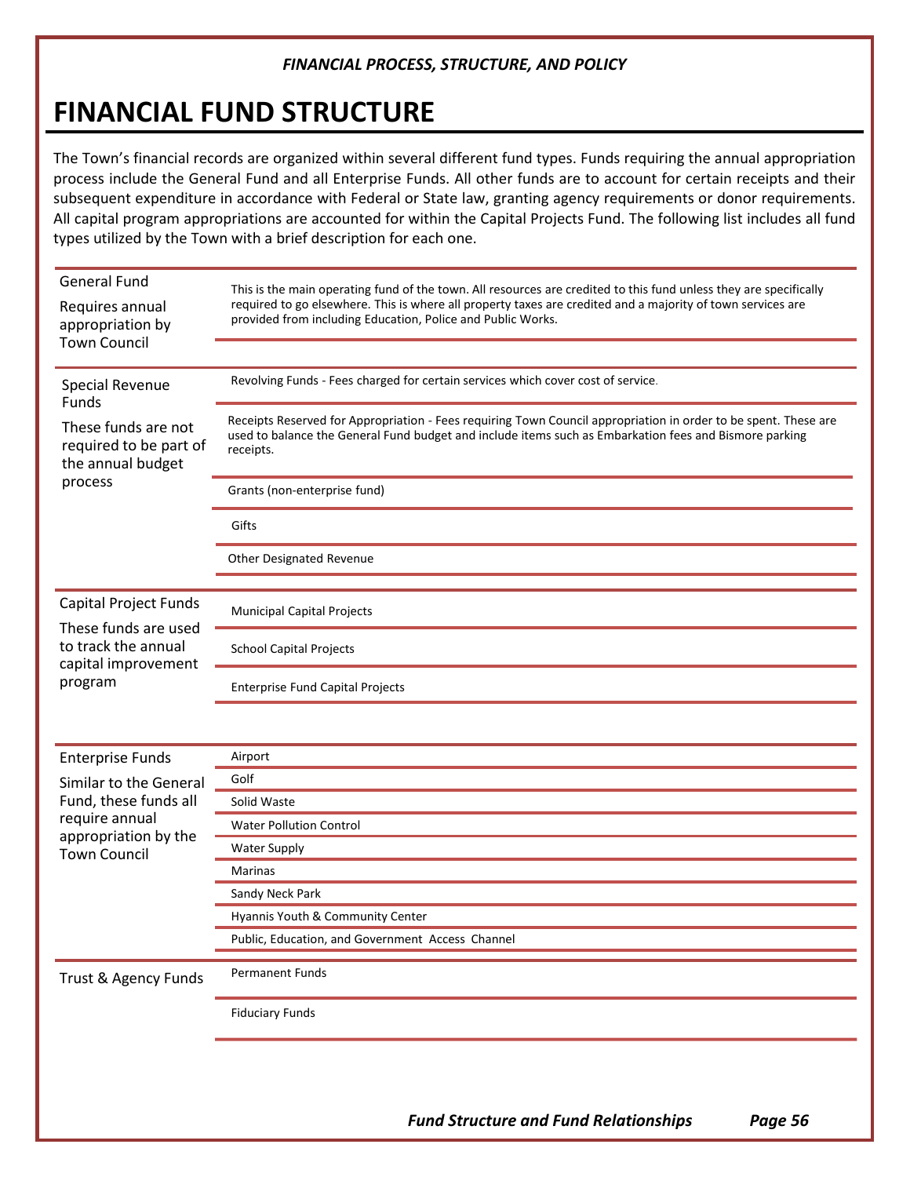# FINANCIAL FUND STRUCTURE

The Town's financial records are organized within several different fund types. Funds requiring the annual appropriation process include the General Fund and all Enterprise Funds. All other funds are to account for certain receipts and their subsequent expenditure in accordance with Federal or State law, granting agency requirements or donor requirements. All capital program appropriations are accounted for within the Capital Projects Fund. The following list includes all fund types utilized by the Town with a brief description for each one.

| Fund Type | Description |
|---|---|
| General Fund<br>Requires annual appropriation by Town Council | This is the main operating fund of the town. All resources are credited to this fund unless they are specifically required to go elsewhere. This is where all property taxes are credited and a majority of town services are provided from including Education, Police and Public Works. |
| Special Revenue Funds<br>These funds are not required to be part of the annual budget process | Revolving Funds - Fees charged for certain services which cover cost of service. |
| | Receipts Reserved for Appropriation - Fees requiring Town Council appropriation in order to be spent. These are used to balance the General Fund budget and include items such as Embarkation fees and Bismore parking receipts. |
| | Grants (non-enterprise fund) |
| | Gifts |
| | Other Designated Revenue |
| Capital Project Funds<br>These funds are used to track the annual capital improvement program | Municipal Capital Projects |
| | School Capital Projects |
| | Enterprise Fund Capital Projects |
| Enterprise Funds<br>Similar to the General Fund, these funds all require annual appropriation by the Town Council | Airport |
| | Golf |
| | Solid Waste |
| | Water Pollution Control |
| | Water Supply |
| | Marinas |
| | Sandy Neck Park |
| | Hyannis Youth & Community Center |
| | Public, Education, and Government Access Channel |
| Trust & Agency Funds | Permanent Funds |
| | Fiduciary Funds |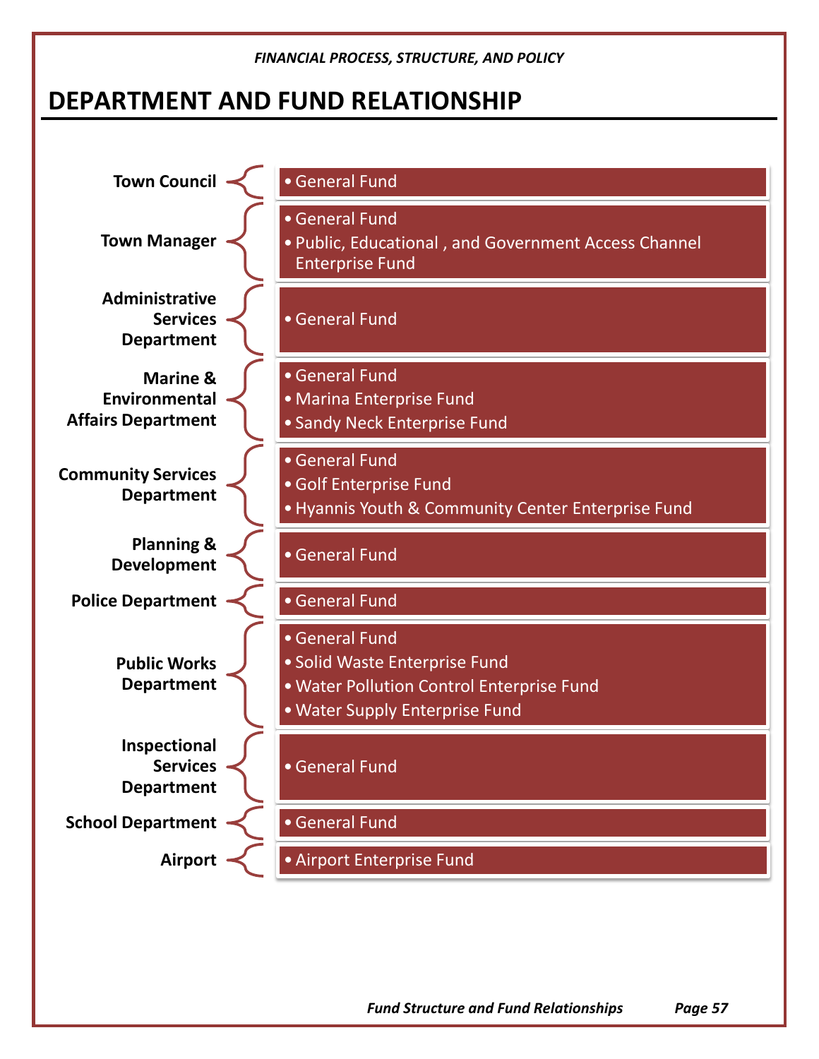## DEPARTMENT AND FUND RELATIONSHIP

| Department | Funds |
| --- | --- |
| **Town Council** | • General Fund |
| **Town Manager** | • General Fund<br>• Public, Educational , and Government Access Channel Enterprise Fund |
| **Administrative Services Department** | • General Fund |
| **Marine & Environmental Affairs Department** | • General Fund<br>• Marina Enterprise Fund<br>• Sandy Neck Enterprise Fund |
| **Community Services Department** | • General Fund<br>• Golf Enterprise Fund<br>• Hyannis Youth & Community Center Enterprise Fund |
| **Planning & Development** | • General Fund |
| **Police Department** | • General Fund |
| **Public Works Department** | • General Fund<br>• Solid Waste Enterprise Fund<br>• Water Pollution Control Enterprise Fund<br>• Water Supply Enterprise Fund |
| **Inspectional Services Department** | • General Fund |
| **School Department** | • General Fund |
| **Airport** | • Airport Enterprise Fund |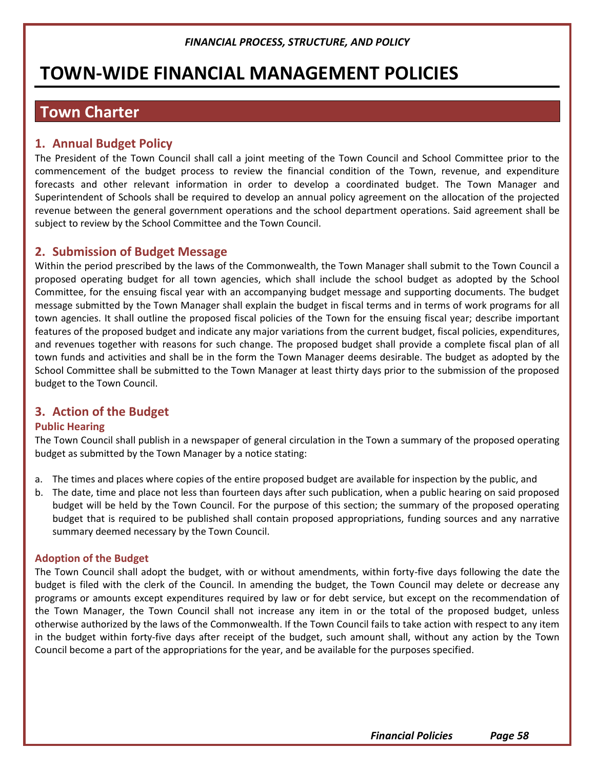# TOWN-WIDE FINANCIAL MANAGEMENT POLICIES

## Town Charter

### 1. Annual Budget Policy

The President of the Town Council shall call a joint meeting of the Town Council and School Committee prior to the commencement of the budget process to review the financial condition of the Town, revenue, and expenditure forecasts and other relevant information in order to develop a coordinated budget. The Town Manager and Superintendent of Schools shall be required to develop an annual policy agreement on the allocation of the projected revenue between the general government operations and the school department operations. Said agreement shall be subject to review by the School Committee and the Town Council.

### 2. Submission of Budget Message

Within the period prescribed by the laws of the Commonwealth, the Town Manager shall submit to the Town Council a proposed operating budget for all town agencies, which shall include the school budget as adopted by the School Committee, for the ensuing fiscal year with an accompanying budget message and supporting documents. The budget message submitted by the Town Manager shall explain the budget in fiscal terms and in terms of work programs for all town agencies. It shall outline the proposed fiscal policies of the Town for the ensuing fiscal year; describe important features of the proposed budget and indicate any major variations from the current budget, fiscal policies, expenditures, and revenues together with reasons for such change. The proposed budget shall provide a complete fiscal plan of all town funds and activities and shall be in the form the Town Manager deems desirable. The budget as adopted by the School Committee shall be submitted to the Town Manager at least thirty days prior to the submission of the proposed budget to the Town Council.

### 3. Action of the Budget

#### Public Hearing

The Town Council shall publish in a newspaper of general circulation in the Town a summary of the proposed operating budget as submitted by the Town Manager by a notice stating:

a. The times and places where copies of the entire proposed budget are available for inspection by the public, and
b. The date, time and place not less than fourteen days after such publication, when a public hearing on said proposed budget will be held by the Town Council. For the purpose of this section; the summary of the proposed operating budget that is required to be published shall contain proposed appropriations, funding sources and any narrative summary deemed necessary by the Town Council.

#### Adoption of the Budget

The Town Council shall adopt the budget, with or without amendments, within forty-five days following the date the budget is filed with the clerk of the Council. In amending the budget, the Town Council may delete or decrease any programs or amounts except expenditures required by law or for debt service, but except on the recommendation of the Town Manager, the Town Council shall not increase any item in or the total of the proposed budget, unless otherwise authorized by the laws of the Commonwealth. If the Town Council fails to take action with respect to any item in the budget within forty-five days after receipt of the budget, such amount shall, without any action by the Town Council become a part of the appropriations for the year, and be available for the purposes specified.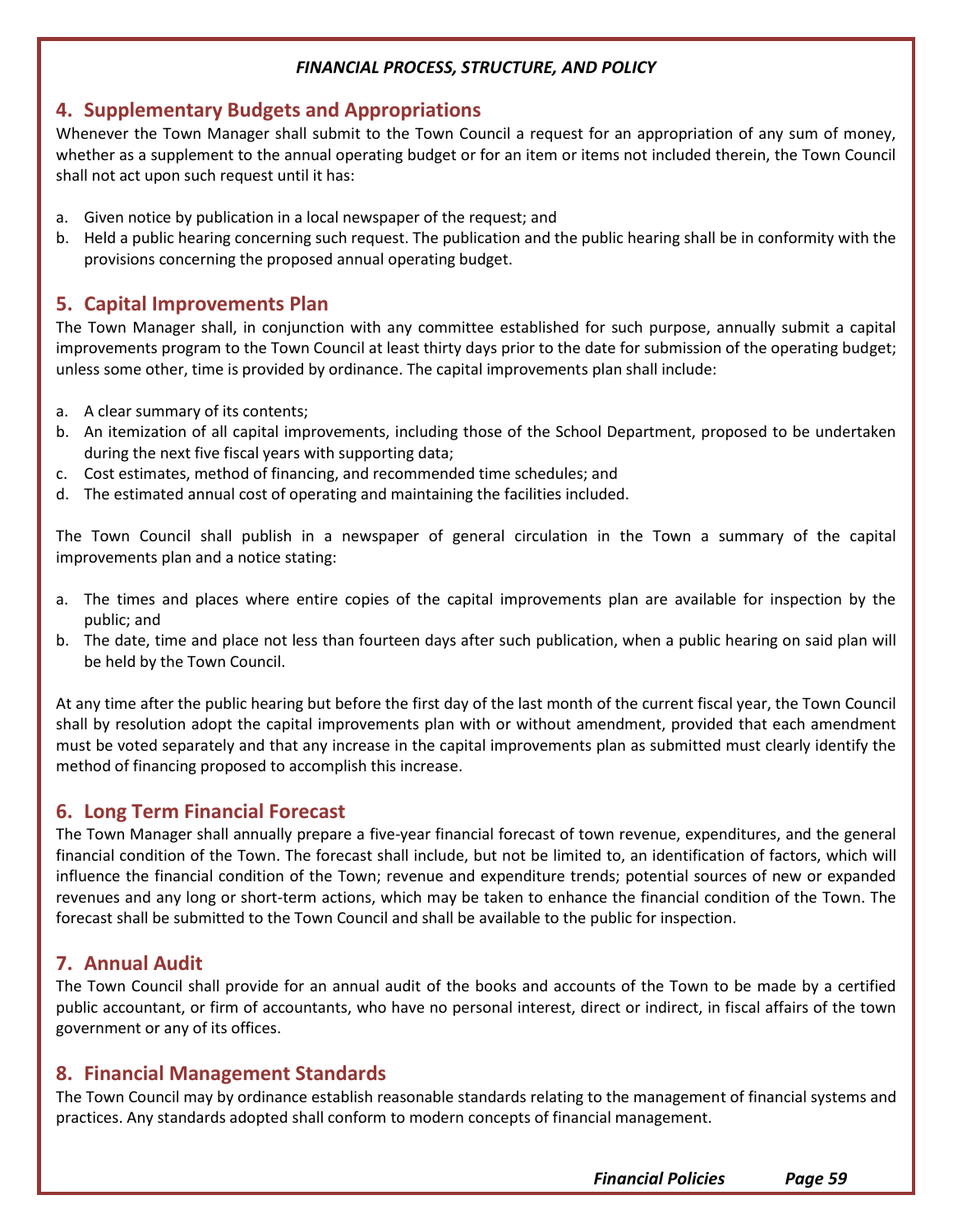## 4. Supplementary Budgets and Appropriations

Whenever the Town Manager shall submit to the Town Council a request for an appropriation of any sum of money, whether as a supplement to the annual operating budget or for an item or items not included therein, the Town Council shall not act upon such request until it has:

a. Given notice by publication in a local newspaper of the request; and
b. Held a public hearing concerning such request. The publication and the public hearing shall be in conformity with the provisions concerning the proposed annual operating budget.

## 5. Capital Improvements Plan

The Town Manager shall, in conjunction with any committee established for such purpose, annually submit a capital improvements program to the Town Council at least thirty days prior to the date for submission of the operating budget; unless some other, time is provided by ordinance. The capital improvements plan shall include:

a. A clear summary of its contents;
b. An itemization of all capital improvements, including those of the School Department, proposed to be undertaken during the next five fiscal years with supporting data;
c. Cost estimates, method of financing, and recommended time schedules; and
d. The estimated annual cost of operating and maintaining the facilities included.

The Town Council shall publish in a newspaper of general circulation in the Town a summary of the capital improvements plan and a notice stating:

a. The times and places where entire copies of the capital improvements plan are available for inspection by the public; and
b. The date, time and place not less than fourteen days after such publication, when a public hearing on said plan will be held by the Town Council.

At any time after the public hearing but before the first day of the last month of the current fiscal year, the Town Council shall by resolution adopt the capital improvements plan with or without amendment, provided that each amendment must be voted separately and that any increase in the capital improvements plan as submitted must clearly identify the method of financing proposed to accomplish this increase.

## 6. Long Term Financial Forecast

The Town Manager shall annually prepare a five-year financial forecast of town revenue, expenditures, and the general financial condition of the Town. The forecast shall include, but not be limited to, an identification of factors, which will influence the financial condition of the Town; revenue and expenditure trends; potential sources of new or expanded revenues and any long or short-term actions, which may be taken to enhance the financial condition of the Town. The forecast shall be submitted to the Town Council and shall be available to the public for inspection.

## 7. Annual Audit

The Town Council shall provide for an annual audit of the books and accounts of the Town to be made by a certified public accountant, or firm of accountants, who have no personal interest, direct or indirect, in fiscal affairs of the town government or any of its offices.

## 8. Financial Management Standards

The Town Council may by ordinance establish reasonable standards relating to the management of financial systems and practices. Any standards adopted shall conform to modern concepts of financial management.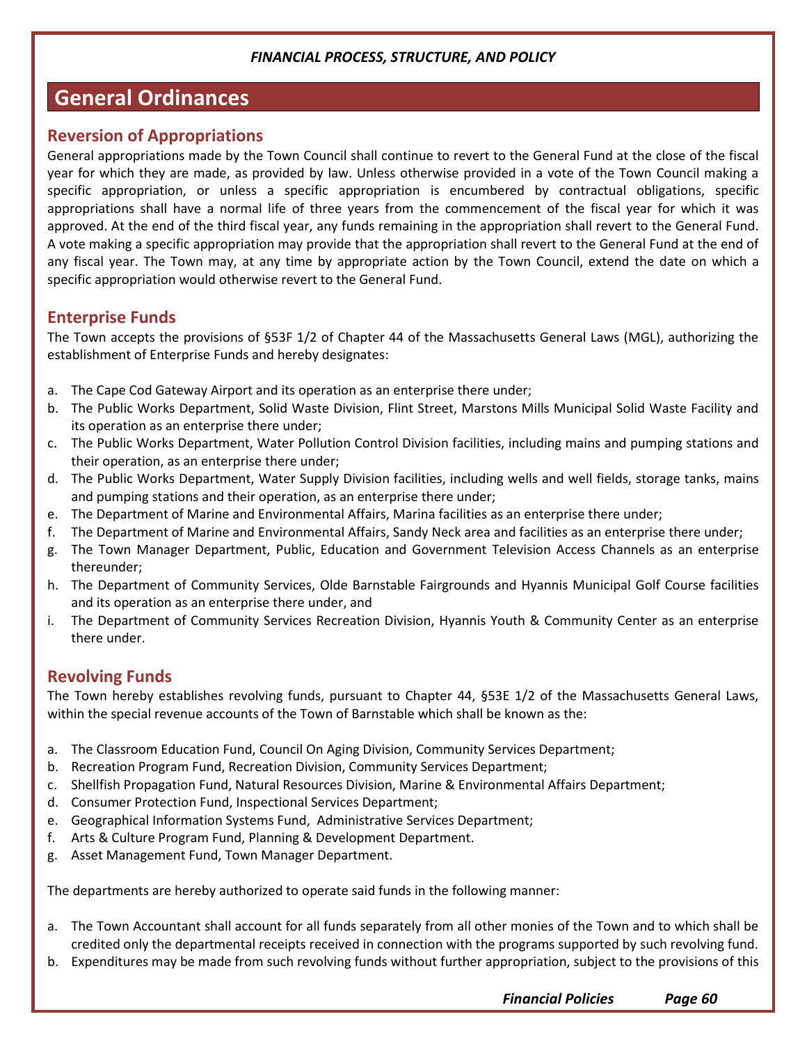# General Ordinances

## Reversion of Appropriations

General appropriations made by the Town Council shall continue to revert to the General Fund at the close of the fiscal year for which they are made, as provided by law. Unless otherwise provided in a vote of the Town Council making a specific appropriation, or unless a specific appropriation is encumbered by contractual obligations, specific appropriations shall have a normal life of three years from the commencement of the fiscal year for which it was approved. At the end of the third fiscal year, any funds remaining in the appropriation shall revert to the General Fund. A vote making a specific appropriation may provide that the appropriation shall revert to the General Fund at the end of any fiscal year. The Town may, at any time by appropriate action by the Town Council, extend the date on which a specific appropriation would otherwise revert to the General Fund.

## Enterprise Funds

The Town accepts the provisions of §53F 1/2 of Chapter 44 of the Massachusetts General Laws (MGL), authorizing the establishment of Enterprise Funds and hereby designates:

a. The Cape Cod Gateway Airport and its operation as an enterprise there under;
b. The Public Works Department, Solid Waste Division, Flint Street, Marstons Mills Municipal Solid Waste Facility and its operation as an enterprise there under;
c. The Public Works Department, Water Pollution Control Division facilities, including mains and pumping stations and their operation, as an enterprise there under;
d. The Public Works Department, Water Supply Division facilities, including wells and well fields, storage tanks, mains and pumping stations and their operation, as an enterprise there under;
e. The Department of Marine and Environmental Affairs, Marina facilities as an enterprise there under;
f. The Department of Marine and Environmental Affairs, Sandy Neck area and facilities as an enterprise there under;
g. The Town Manager Department, Public, Education and Government Television Access Channels as an enterprise thereunder;
h. The Department of Community Services, Olde Barnstable Fairgrounds and Hyannis Municipal Golf Course facilities and its operation as an enterprise there under, and
i. The Department of Community Services Recreation Division, Hyannis Youth & Community Center as an enterprise there under.

## Revolving Funds

The Town hereby establishes revolving funds, pursuant to Chapter 44, §53E 1/2 of the Massachusetts General Laws, within the special revenue accounts of the Town of Barnstable which shall be known as the:

a. The Classroom Education Fund, Council On Aging Division, Community Services Department;
b. Recreation Program Fund, Recreation Division, Community Services Department;
c. Shellfish Propagation Fund, Natural Resources Division, Marine & Environmental Affairs Department;
d. Consumer Protection Fund, Inspectional Services Department;
e. Geographical Information Systems Fund, Administrative Services Department;
f. Arts & Culture Program Fund, Planning & Development Department.
g. Asset Management Fund, Town Manager Department.

The departments are hereby authorized to operate said funds in the following manner:

a. The Town Accountant shall account for all funds separately from all other monies of the Town and to which shall be credited only the departmental receipts received in connection with the programs supported by such revolving fund.
b. Expenditures may be made from such revolving funds without further appropriation, subject to the provisions of this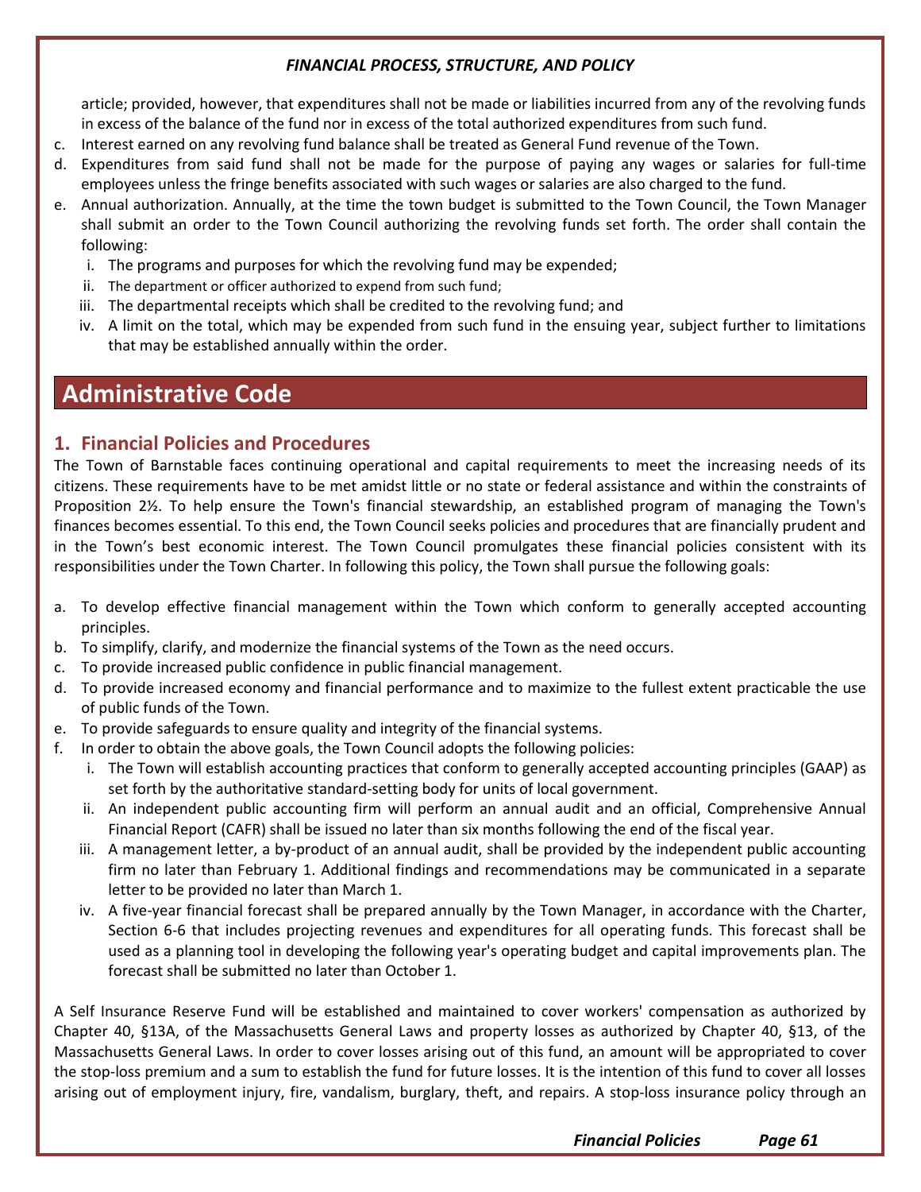article; provided, however, that expenditures shall not be made or liabilities incurred from any of the revolving funds in excess of the balance of the fund nor in excess of the total authorized expenditures from such fund.

c. Interest earned on any revolving fund balance shall be treated as General Fund revenue of the Town.
d. Expenditures from said fund shall not be made for the purpose of paying any wages or salaries for full-time employees unless the fringe benefits associated with such wages or salaries are also charged to the fund.
e. Annual authorization. Annually, at the time the town budget is submitted to the Town Council, the Town Manager shall submit an order to the Town Council authorizing the revolving funds set forth. The order shall contain the following:
   i. The programs and purposes for which the revolving fund may be expended;
   ii. The department or officer authorized to expend from such fund;
   iii. The departmental receipts which shall be credited to the revolving fund; and
   iv. A limit on the total, which may be expended from such fund in the ensuing year, subject further to limitations that may be established annually within the order.

# Administrative Code

## 1. Financial Policies and Procedures

The Town of Barnstable faces continuing operational and capital requirements to meet the increasing needs of its citizens. These requirements have to be met amidst little or no state or federal assistance and within the constraints of Proposition 2½. To help ensure the Town's financial stewardship, an established program of managing the Town's finances becomes essential. To this end, the Town Council seeks policies and procedures that are financially prudent and in the Town's best economic interest. The Town Council promulgates these financial policies consistent with its responsibilities under the Town Charter. In following this policy, the Town shall pursue the following goals:

a. To develop effective financial management within the Town which conform to generally accepted accounting principles.
b. To simplify, clarify, and modernize the financial systems of the Town as the need occurs.
c. To provide increased public confidence in public financial management.
d. To provide increased economy and financial performance and to maximize to the fullest extent practicable the use of public funds of the Town.
e. To provide safeguards to ensure quality and integrity of the financial systems.
f. In order to obtain the above goals, the Town Council adopts the following policies:
   i. The Town will establish accounting practices that conform to generally accepted accounting principles (GAAP) as set forth by the authoritative standard-setting body for units of local government.
   ii. An independent public accounting firm will perform an annual audit and an official, Comprehensive Annual Financial Report (CAFR) shall be issued no later than six months following the end of the fiscal year.
   iii. A management letter, a by-product of an annual audit, shall be provided by the independent public accounting firm no later than February 1. Additional findings and recommendations may be communicated in a separate letter to be provided no later than March 1.
   iv. A five-year financial forecast shall be prepared annually by the Town Manager, in accordance with the Charter, Section 6-6 that includes projecting revenues and expenditures for all operating funds. This forecast shall be used as a planning tool in developing the following year's operating budget and capital improvements plan. The forecast shall be submitted no later than October 1.

A Self Insurance Reserve Fund will be established and maintained to cover workers' compensation as authorized by Chapter 40, §13A, of the Massachusetts General Laws and property losses as authorized by Chapter 40, §13, of the Massachusetts General Laws. In order to cover losses arising out of this fund, an amount will be appropriated to cover the stop-loss premium and a sum to establish the fund for future losses. It is the intention of this fund to cover all losses arising out of employment injury, fire, vandalism, burglary, theft, and repairs. A stop-loss insurance policy through an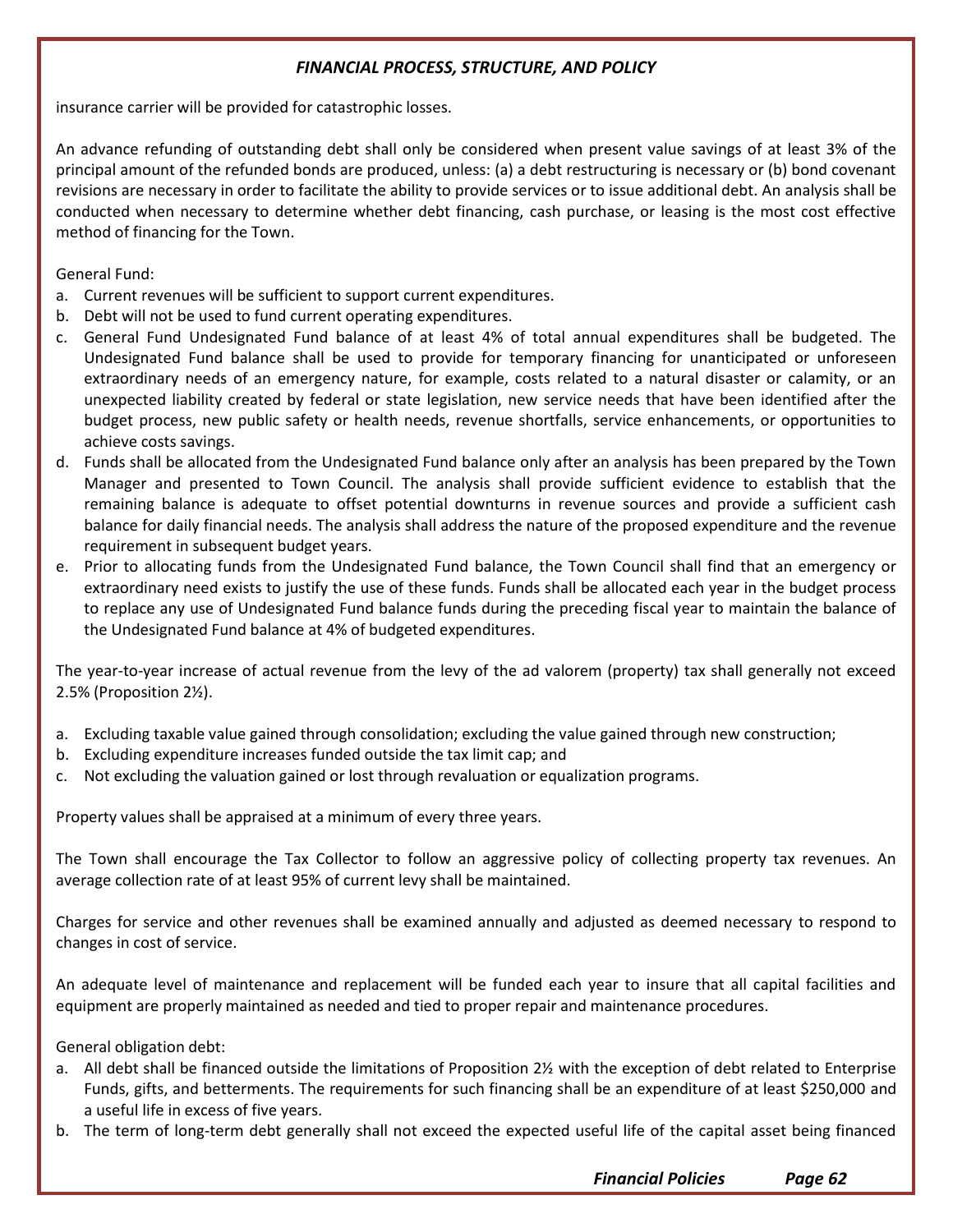insurance carrier will be provided for catastrophic losses.

An advance refunding of outstanding debt shall only be considered when present value savings of at least 3% of the principal amount of the refunded bonds are produced, unless: (a) a debt restructuring is necessary or (b) bond covenant revisions are necessary in order to facilitate the ability to provide services or to issue additional debt. An analysis shall be conducted when necessary to determine whether debt financing, cash purchase, or leasing is the most cost effective method of financing for the Town.

General Fund:

a. Current revenues will be sufficient to support current expenditures.
b. Debt will not be used to fund current operating expenditures.
c. General Fund Undesignated Fund balance of at least 4% of total annual expenditures shall be budgeted. The Undesignated Fund balance shall be used to provide for temporary financing for unanticipated or unforeseen extraordinary needs of an emergency nature, for example, costs related to a natural disaster or calamity, or an unexpected liability created by federal or state legislation, new service needs that have been identified after the budget process, new public safety or health needs, revenue shortfalls, service enhancements, or opportunities to achieve costs savings.
d. Funds shall be allocated from the Undesignated Fund balance only after an analysis has been prepared by the Town Manager and presented to Town Council. The analysis shall provide sufficient evidence to establish that the remaining balance is adequate to offset potential downturns in revenue sources and provide a sufficient cash balance for daily financial needs. The analysis shall address the nature of the proposed expenditure and the revenue requirement in subsequent budget years.
e. Prior to allocating funds from the Undesignated Fund balance, the Town Council shall find that an emergency or extraordinary need exists to justify the use of these funds. Funds shall be allocated each year in the budget process to replace any use of Undesignated Fund balance funds during the preceding fiscal year to maintain the balance of the Undesignated Fund balance at 4% of budgeted expenditures.

The year-to-year increase of actual revenue from the levy of the ad valorem (property) tax shall generally not exceed 2.5% (Proposition 2½).

a. Excluding taxable value gained through consolidation; excluding the value gained through new construction;
b. Excluding expenditure increases funded outside the tax limit cap; and
c. Not excluding the valuation gained or lost through revaluation or equalization programs.

Property values shall be appraised at a minimum of every three years.

The Town shall encourage the Tax Collector to follow an aggressive policy of collecting property tax revenues. An average collection rate of at least 95% of current levy shall be maintained.

Charges for service and other revenues shall be examined annually and adjusted as deemed necessary to respond to changes in cost of service.

An adequate level of maintenance and replacement will be funded each year to insure that all capital facilities and equipment are properly maintained as needed and tied to proper repair and maintenance procedures.

General obligation debt:

a. All debt shall be financed outside the limitations of Proposition 2½ with the exception of debt related to Enterprise Funds, gifts, and betterments. The requirements for such financing shall be an expenditure of at least $250,000 and a useful life in excess of five years.
b. The term of long-term debt generally shall not exceed the expected useful life of the capital asset being financed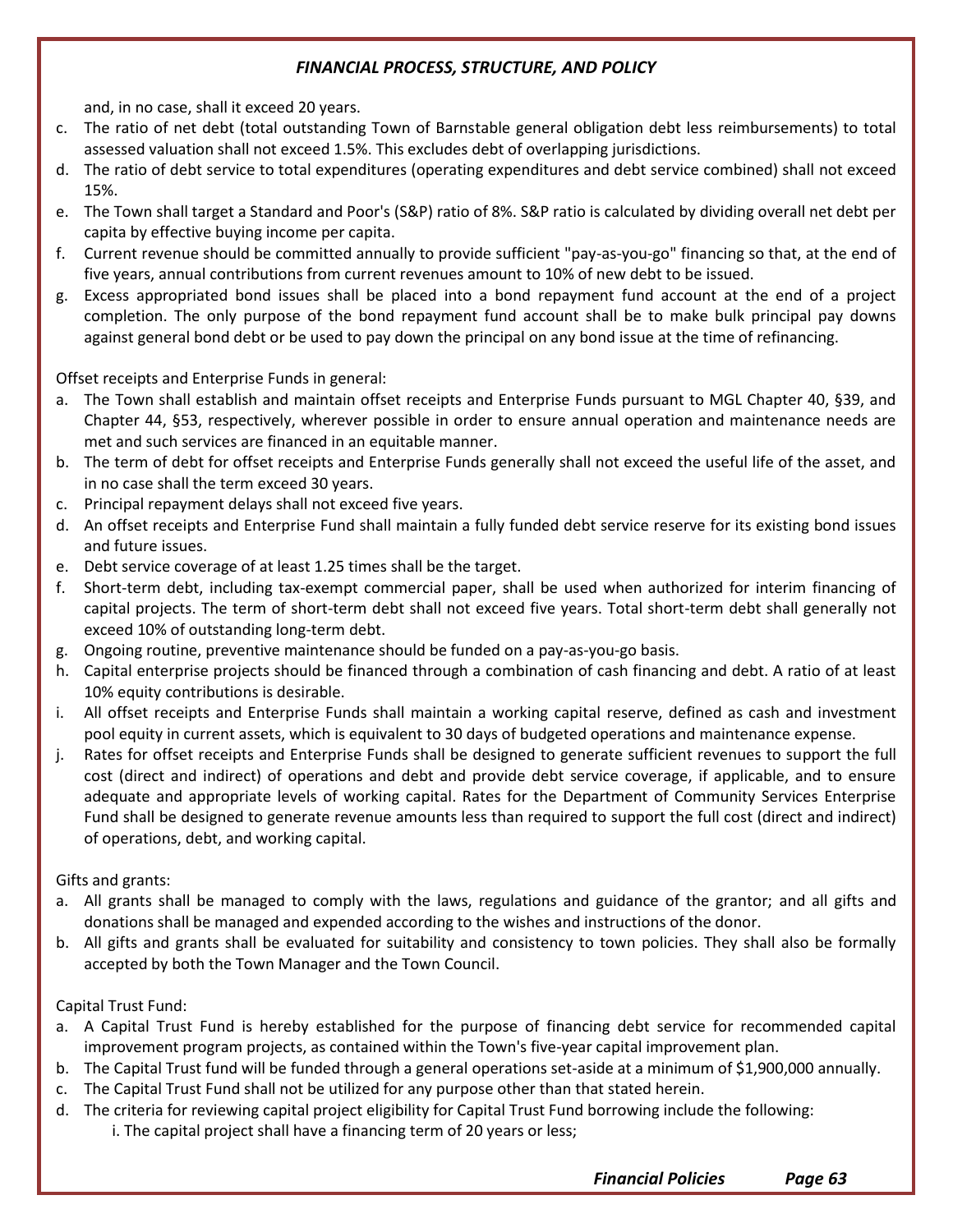and, in no case, shall it exceed 20 years.

c. The ratio of net debt (total outstanding Town of Barnstable general obligation debt less reimbursements) to total assessed valuation shall not exceed 1.5%. This excludes debt of overlapping jurisdictions.
d. The ratio of debt service to total expenditures (operating expenditures and debt service combined) shall not exceed 15%.
e. The Town shall target a Standard and Poor's (S&P) ratio of 8%. S&P ratio is calculated by dividing overall net debt per capita by effective buying income per capita.
f. Current revenue should be committed annually to provide sufficient "pay-as-you-go" financing so that, at the end of five years, annual contributions from current revenues amount to 10% of new debt to be issued.
g. Excess appropriated bond issues shall be placed into a bond repayment fund account at the end of a project completion. The only purpose of the bond repayment fund account shall be to make bulk principal pay downs against general bond debt or be used to pay down the principal on any bond issue at the time of refinancing.

Offset receipts and Enterprise Funds in general:

a. The Town shall establish and maintain offset receipts and Enterprise Funds pursuant to MGL Chapter 40, §39, and Chapter 44, §53, respectively, wherever possible in order to ensure annual operation and maintenance needs are met and such services are financed in an equitable manner.
b. The term of debt for offset receipts and Enterprise Funds generally shall not exceed the useful life of the asset, and in no case shall the term exceed 30 years.
c. Principal repayment delays shall not exceed five years.
d. An offset receipts and Enterprise Fund shall maintain a fully funded debt service reserve for its existing bond issues and future issues.
e. Debt service coverage of at least 1.25 times shall be the target.
f. Short-term debt, including tax-exempt commercial paper, shall be used when authorized for interim financing of capital projects. The term of short-term debt shall not exceed five years. Total short-term debt shall generally not exceed 10% of outstanding long-term debt.
g. Ongoing routine, preventive maintenance should be funded on a pay-as-you-go basis.
h. Capital enterprise projects should be financed through a combination of cash financing and debt. A ratio of at least 10% equity contributions is desirable.
i. All offset receipts and Enterprise Funds shall maintain a working capital reserve, defined as cash and investment pool equity in current assets, which is equivalent to 30 days of budgeted operations and maintenance expense.
j. Rates for offset receipts and Enterprise Funds shall be designed to generate sufficient revenues to support the full cost (direct and indirect) of operations and debt and provide debt service coverage, if applicable, and to ensure adequate and appropriate levels of working capital. Rates for the Department of Community Services Enterprise Fund shall be designed to generate revenue amounts less than required to support the full cost (direct and indirect) of operations, debt, and working capital.

Gifts and grants:

a. All grants shall be managed to comply with the laws, regulations and guidance of the grantor; and all gifts and donations shall be managed and expended according to the wishes and instructions of the donor.
b. All gifts and grants shall be evaluated for suitability and consistency to town policies. They shall also be formally accepted by both the Town Manager and the Town Council.

Capital Trust Fund:

a. A Capital Trust Fund is hereby established for the purpose of financing debt service for recommended capital improvement program projects, as contained within the Town's five-year capital improvement plan.
b. The Capital Trust fund will be funded through a general operations set-aside at a minimum of $1,900,000 annually.
c. The Capital Trust Fund shall not be utilized for any purpose other than that stated herein.
d. The criteria for reviewing capital project eligibility for Capital Trust Fund borrowing include the following:
    i. The capital project shall have a financing term of 20 years or less;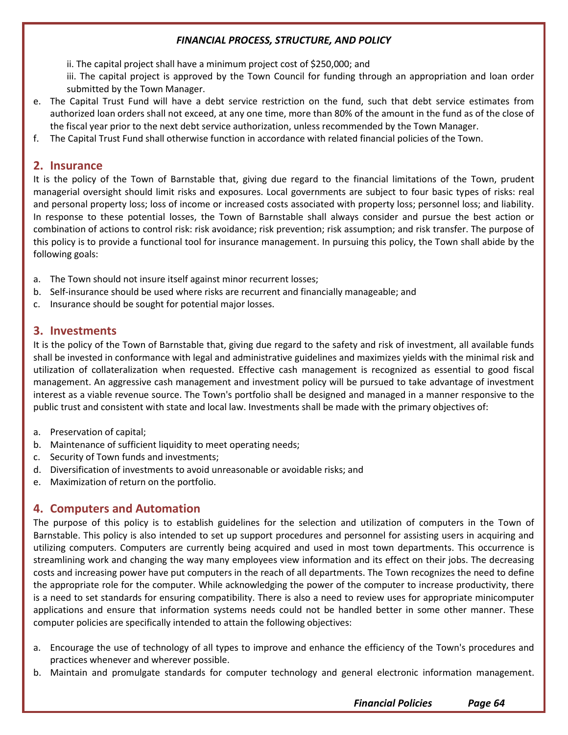ii. The capital project shall have a minimum project cost of $250,000; and

iii. The capital project is approved by the Town Council for funding through an appropriation and loan order submitted by the Town Manager.

e. The Capital Trust Fund will have a debt service restriction on the fund, such that debt service estimates from authorized loan orders shall not exceed, at any one time, more than 80% of the amount in the fund as of the close of the fiscal year prior to the next debt service authorization, unless recommended by the Town Manager.

f. The Capital Trust Fund shall otherwise function in accordance with related financial policies of the Town.

## 2. Insurance

It is the policy of the Town of Barnstable that, giving due regard to the financial limitations of the Town, prudent managerial oversight should limit risks and exposures. Local governments are subject to four basic types of risks: real and personal property loss; loss of income or increased costs associated with property loss; personnel loss; and liability. In response to these potential losses, the Town of Barnstable shall always consider and pursue the best action or combination of actions to control risk: risk avoidance; risk prevention; risk assumption; and risk transfer. The purpose of this policy is to provide a functional tool for insurance management. In pursuing this policy, the Town shall abide by the following goals:

a. The Town should not insure itself against minor recurrent losses;
b. Self-insurance should be used where risks are recurrent and financially manageable; and
c. Insurance should be sought for potential major losses.

## 3. Investments

It is the policy of the Town of Barnstable that, giving due regard to the safety and risk of investment, all available funds shall be invested in conformance with legal and administrative guidelines and maximizes yields with the minimal risk and utilization of collateralization when requested. Effective cash management is recognized as essential to good fiscal management. An aggressive cash management and investment policy will be pursued to take advantage of investment interest as a viable revenue source. The Town's portfolio shall be designed and managed in a manner responsive to the public trust and consistent with state and local law. Investments shall be made with the primary objectives of:

a. Preservation of capital;
b. Maintenance of sufficient liquidity to meet operating needs;
c. Security of Town funds and investments;
d. Diversification of investments to avoid unreasonable or avoidable risks; and
e. Maximization of return on the portfolio.

## 4. Computers and Automation

The purpose of this policy is to establish guidelines for the selection and utilization of computers in the Town of Barnstable. This policy is also intended to set up support procedures and personnel for assisting users in acquiring and utilizing computers. Computers are currently being acquired and used in most town departments. This occurrence is streamlining work and changing the way many employees view information and its effect on their jobs. The decreasing costs and increasing power have put computers in the reach of all departments. The Town recognizes the need to define the appropriate role for the computer. While acknowledging the power of the computer to increase productivity, there is a need to set standards for ensuring compatibility. There is also a need to review uses for appropriate minicomputer applications and ensure that information systems needs could not be handled better in some other manner. These computer policies are specifically intended to attain the following objectives:

a. Encourage the use of technology of all types to improve and enhance the efficiency of the Town's procedures and practices whenever and wherever possible.
b. Maintain and promulgate standards for computer technology and general electronic information management.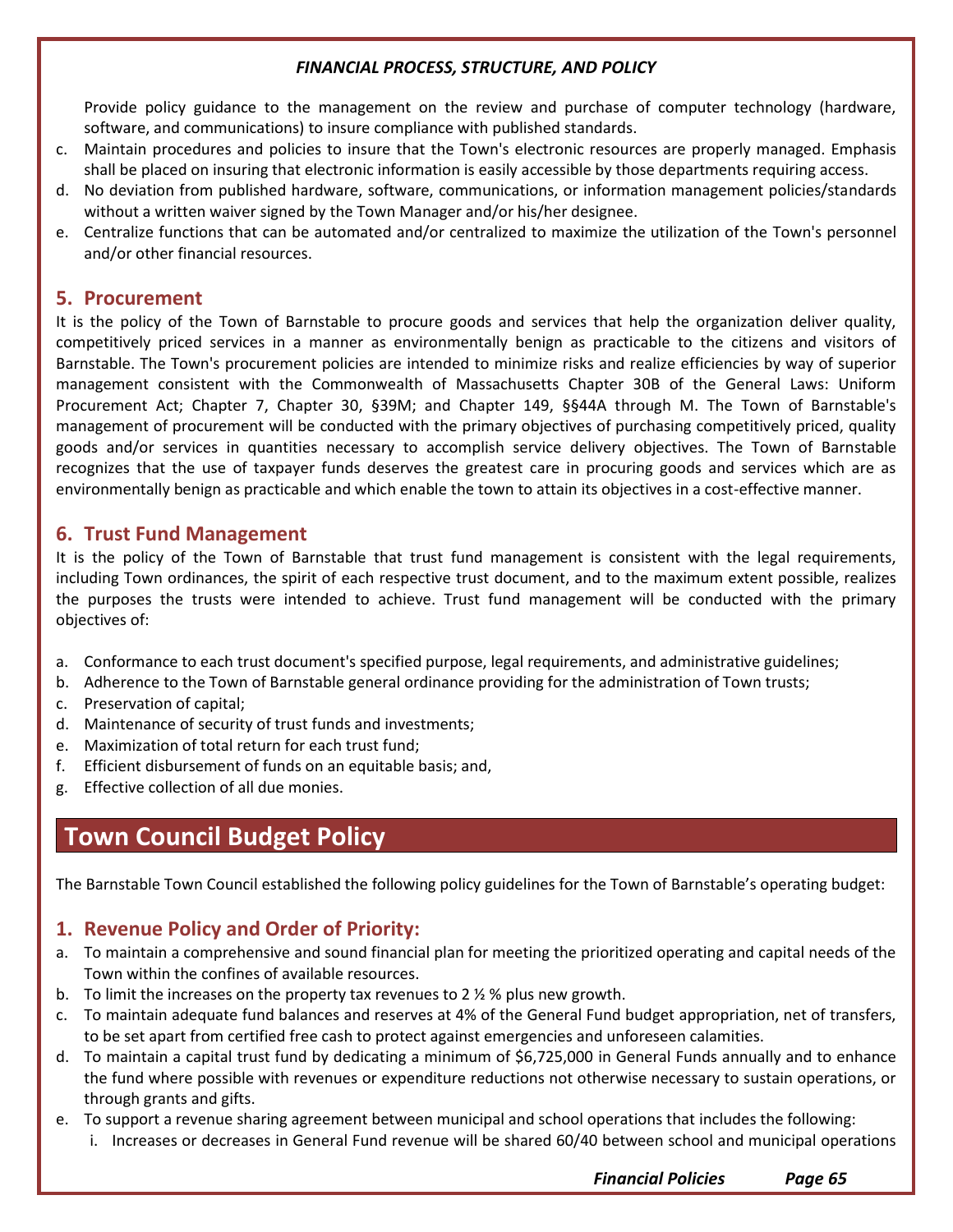Provide policy guidance to the management on the review and purchase of computer technology (hardware, software, and communications) to insure compliance with published standards.

c. Maintain procedures and policies to insure that the Town's electronic resources are properly managed. Emphasis shall be placed on insuring that electronic information is easily accessible by those departments requiring access.
d. No deviation from published hardware, software, communications, or information management policies/standards without a written waiver signed by the Town Manager and/or his/her designee.
e. Centralize functions that can be automated and/or centralized to maximize the utilization of the Town's personnel and/or other financial resources.

## 5. Procurement

It is the policy of the Town of Barnstable to procure goods and services that help the organization deliver quality, competitively priced services in a manner as environmentally benign as practicable to the citizens and visitors of Barnstable. The Town's procurement policies are intended to minimize risks and realize efficiencies by way of superior management consistent with the Commonwealth of Massachusetts Chapter 30B of the General Laws: Uniform Procurement Act; Chapter 7, Chapter 30, §39M; and Chapter 149, §§44A through M. The Town of Barnstable's management of procurement will be conducted with the primary objectives of purchasing competitively priced, quality goods and/or services in quantities necessary to accomplish service delivery objectives. The Town of Barnstable recognizes that the use of taxpayer funds deserves the greatest care in procuring goods and services which are as environmentally benign as practicable and which enable the town to attain its objectives in a cost-effective manner.

## 6. Trust Fund Management

It is the policy of the Town of Barnstable that trust fund management is consistent with the legal requirements, including Town ordinances, the spirit of each respective trust document, and to the maximum extent possible, realizes the purposes the trusts were intended to achieve. Trust fund management will be conducted with the primary objectives of:

a. Conformance to each trust document's specified purpose, legal requirements, and administrative guidelines;
b. Adherence to the Town of Barnstable general ordinance providing for the administration of Town trusts;
c. Preservation of capital;
d. Maintenance of security of trust funds and investments;
e. Maximization of total return for each trust fund;
f. Efficient disbursement of funds on an equitable basis; and,
g. Effective collection of all due monies.

# Town Council Budget Policy

The Barnstable Town Council established the following policy guidelines for the Town of Barnstable's operating budget:

## 1. Revenue Policy and Order of Priority:

a. To maintain a comprehensive and sound financial plan for meeting the prioritized operating and capital needs of the Town within the confines of available resources.
b. To limit the increases on the property tax revenues to 2 ½ % plus new growth.
c. To maintain adequate fund balances and reserves at 4% of the General Fund budget appropriation, net of transfers, to be set apart from certified free cash to protect against emergencies and unforeseen calamities.
d. To maintain a capital trust fund by dedicating a minimum of $6,725,000 in General Funds annually and to enhance the fund where possible with revenues or expenditure reductions not otherwise necessary to sustain operations, or through grants and gifts.
e. To support a revenue sharing agreement between municipal and school operations that includes the following:
   i. Increases or decreases in General Fund revenue will be shared 60/40 between school and municipal operations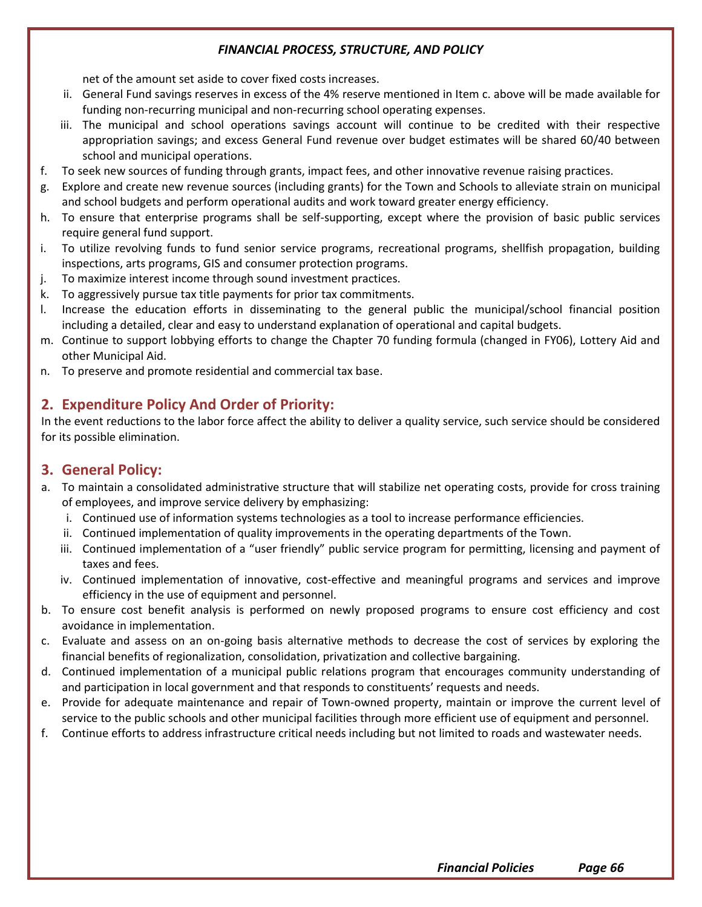net of the amount set aside to cover fixed costs increases.

   ii. General Fund savings reserves in excess of the 4% reserve mentioned in Item c. above will be made available for funding non-recurring municipal and non-recurring school operating expenses.
   iii. The municipal and school operations savings account will continue to be credited with their respective appropriation savings; and excess General Fund revenue over budget estimates will be shared 60/40 between school and municipal operations.

f. To seek new sources of funding through grants, impact fees, and other innovative revenue raising practices.
g. Explore and create new revenue sources (including grants) for the Town and Schools to alleviate strain on municipal and school budgets and perform operational audits and work toward greater energy efficiency.
h. To ensure that enterprise programs shall be self-supporting, except where the provision of basic public services require general fund support.
i. To utilize revolving funds to fund senior service programs, recreational programs, shellfish propagation, building inspections, arts programs, GIS and consumer protection programs.
j. To maximize interest income through sound investment practices.
k. To aggressively pursue tax title payments for prior tax commitments.
l. Increase the education efforts in disseminating to the general public the municipal/school financial position including a detailed, clear and easy to understand explanation of operational and capital budgets.
m. Continue to support lobbying efforts to change the Chapter 70 funding formula (changed in FY06), Lottery Aid and other Municipal Aid.
n. To preserve and promote residential and commercial tax base.

## 2. Expenditure Policy And Order of Priority:

In the event reductions to the labor force affect the ability to deliver a quality service, such service should be considered for its possible elimination.

## 3. General Policy:

a. To maintain a consolidated administrative structure that will stabilize net operating costs, provide for cross training of employees, and improve service delivery by emphasizing:
   i. Continued use of information systems technologies as a tool to increase performance efficiencies.
   ii. Continued implementation of quality improvements in the operating departments of the Town.
   iii. Continued implementation of a "user friendly" public service program for permitting, licensing and payment of taxes and fees.
   iv. Continued implementation of innovative, cost-effective and meaningful programs and services and improve efficiency in the use of equipment and personnel.
b. To ensure cost benefit analysis is performed on newly proposed programs to ensure cost efficiency and cost avoidance in implementation.
c. Evaluate and assess on an on-going basis alternative methods to decrease the cost of services by exploring the financial benefits of regionalization, consolidation, privatization and collective bargaining.
d. Continued implementation of a municipal public relations program that encourages community understanding of and participation in local government and that responds to constituents' requests and needs.
e. Provide for adequate maintenance and repair of Town-owned property, maintain or improve the current level of service to the public schools and other municipal facilities through more efficient use of equipment and personnel.
f. Continue efforts to address infrastructure critical needs including but not limited to roads and wastewater needs.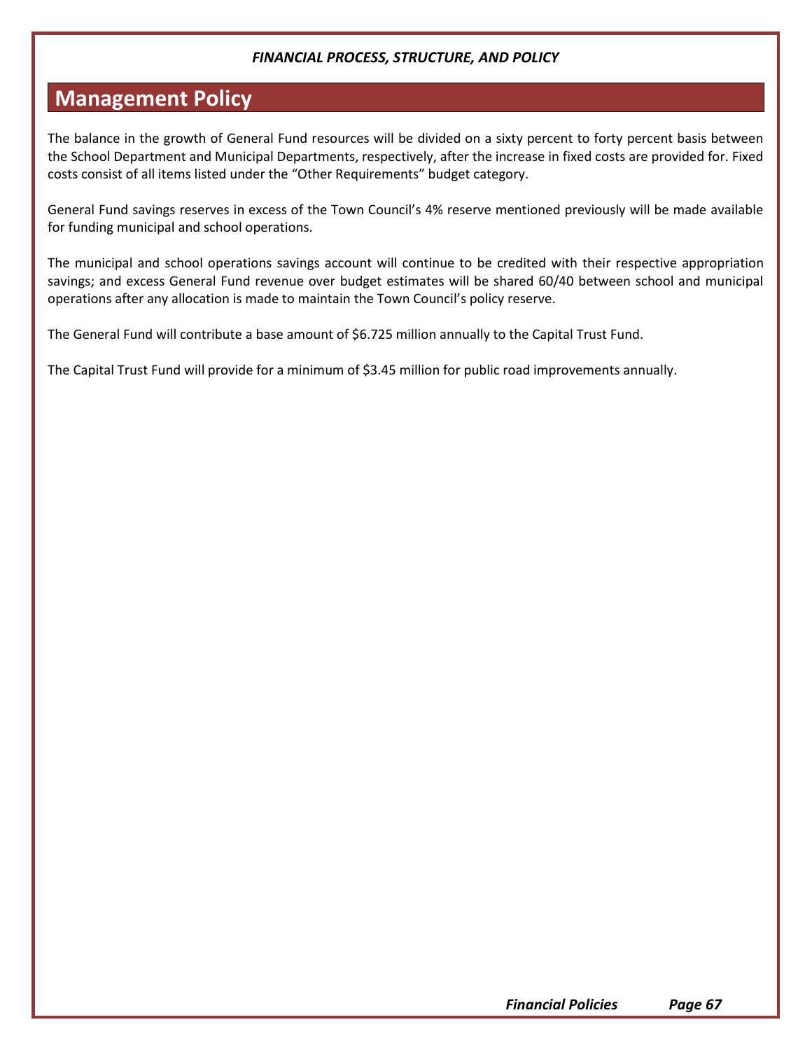## Management Policy

The balance in the growth of General Fund resources will be divided on a sixty percent to forty percent basis between the School Department and Municipal Departments, respectively, after the increase in fixed costs are provided for. Fixed costs consist of all items listed under the "Other Requirements" budget category.

General Fund savings reserves in excess of the Town Council's 4% reserve mentioned previously will be made available for funding municipal and school operations.

The municipal and school operations savings account will continue to be credited with their respective appropriation savings; and excess General Fund revenue over budget estimates will be shared 60/40 between school and municipal operations after any allocation is made to maintain the Town Council's policy reserve.

The General Fund will contribute a base amount of $6.725 million annually to the Capital Trust Fund.

The Capital Trust Fund will provide for a minimum of $3.45 million for public road improvements annually.